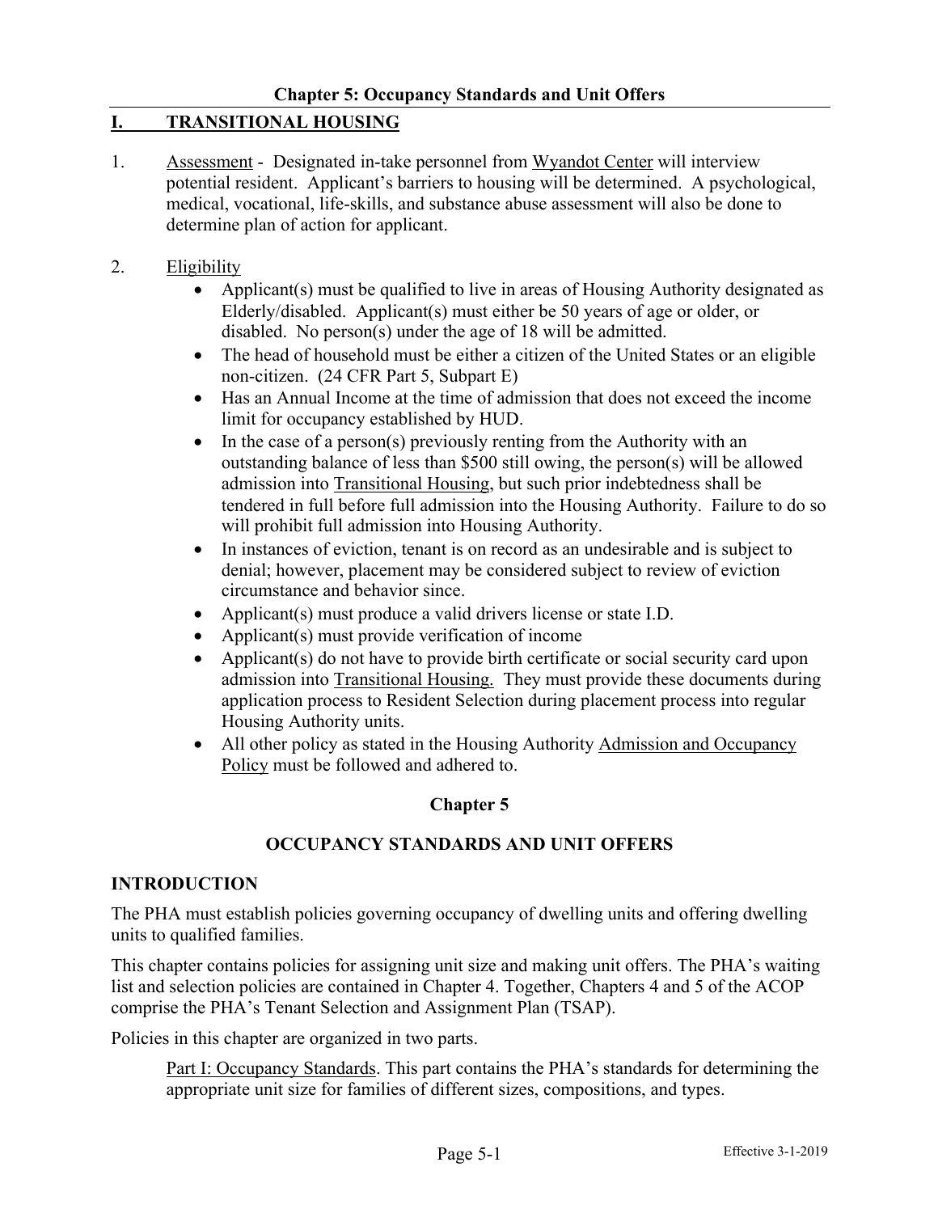**Chapter 5: Occupancy Standards and Unit Offers**

## I. TRANSITIONAL HOUSING

1. Assessment - Designated in-take personnel from Wyandot Center will interview potential resident. Applicant's barriers to housing will be determined. A psychological, medical, vocational, life-skills, and substance abuse assessment will also be done to determine plan of action for applicant.

2. Eligibility
   - Applicant(s) must be qualified to live in areas of Housing Authority designated as Elderly/disabled. Applicant(s) must either be 50 years of age or older, or disabled. No person(s) under the age of 18 will be admitted.
   - The head of household must be either a citizen of the United States or an eligible non-citizen. (24 CFR Part 5, Subpart E)
   - Has an Annual Income at the time of admission that does not exceed the income limit for occupancy established by HUD.
   - In the case of a person(s) previously renting from the Authority with an outstanding balance of less than $500 still owing, the person(s) will be allowed admission into Transitional Housing, but such prior indebtedness shall be tendered in full before full admission into the Housing Authority. Failure to do so will prohibit full admission into Housing Authority.
   - In instances of eviction, tenant is on record as an undesirable and is subject to denial; however, placement may be considered subject to review of eviction circumstance and behavior since.
   - Applicant(s) must produce a valid drivers license or state I.D.
   - Applicant(s) must provide verification of income
   - Applicant(s) do not have to provide birth certificate or social security card upon admission into Transitional Housing. They must provide these documents during application process to Resident Selection during placement process into regular Housing Authority units.
   - All other policy as stated in the Housing Authority Admission and Occupancy Policy must be followed and adhered to.

# Chapter 5

# OCCUPANCY STANDARDS AND UNIT OFFERS

## INTRODUCTION

The PHA must establish policies governing occupancy of dwelling units and offering dwelling units to qualified families.

This chapter contains policies for assigning unit size and making unit offers. The PHA's waiting list and selection policies are contained in Chapter 4. Together, Chapters 4 and 5 of the ACOP comprise the PHA's Tenant Selection and Assignment Plan (TSAP).

Policies in this chapter are organized in two parts.

Part I: Occupancy Standards. This part contains the PHA's standards for determining the appropriate unit size for families of different sizes, compositions, and types.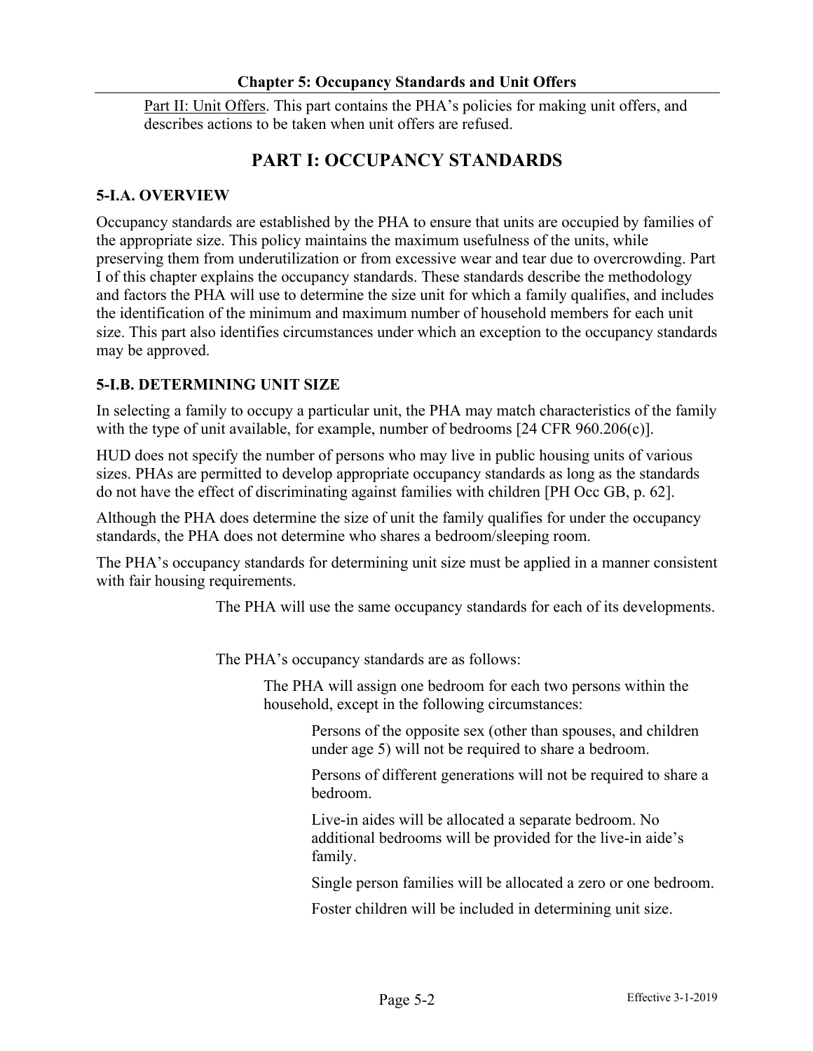Part II: Unit Offers. This part contains the PHA's policies for making unit offers, and describes actions to be taken when unit offers are refused.

# PART I: OCCUPANCY STANDARDS

## 5-I.A. OVERVIEW

Occupancy standards are established by the PHA to ensure that units are occupied by families of the appropriate size. This policy maintains the maximum usefulness of the units, while preserving them from underutilization or from excessive wear and tear due to overcrowding. Part I of this chapter explains the occupancy standards. These standards describe the methodology and factors the PHA will use to determine the size unit for which a family qualifies, and includes the identification of the minimum and maximum number of household members for each unit size. This part also identifies circumstances under which an exception to the occupancy standards may be approved.

## 5-I.B. DETERMINING UNIT SIZE

In selecting a family to occupy a particular unit, the PHA may match characteristics of the family with the type of unit available, for example, number of bedrooms [24 CFR 960.206(c)].

HUD does not specify the number of persons who may live in public housing units of various sizes. PHAs are permitted to develop appropriate occupancy standards as long as the standards do not have the effect of discriminating against families with children [PH Occ GB, p. 62].

Although the PHA does determine the size of unit the family qualifies for under the occupancy standards, the PHA does not determine who shares a bedroom/sleeping room.

The PHA's occupancy standards for determining unit size must be applied in a manner consistent with fair housing requirements.

> The PHA will use the same occupancy standards for each of its developments.
>
> The PHA's occupancy standards are as follows:
>
> > The PHA will assign one bedroom for each two persons within the household, except in the following circumstances:
> >
> > > Persons of the opposite sex (other than spouses, and children under age 5) will not be required to share a bedroom.
> > >
> > > Persons of different generations will not be required to share a bedroom.
> > >
> > > Live-in aides will be allocated a separate bedroom. No additional bedrooms will be provided for the live-in aide's family.
> > >
> > > Single person families will be allocated a zero or one bedroom.
> > >
> > > Foster children will be included in determining unit size.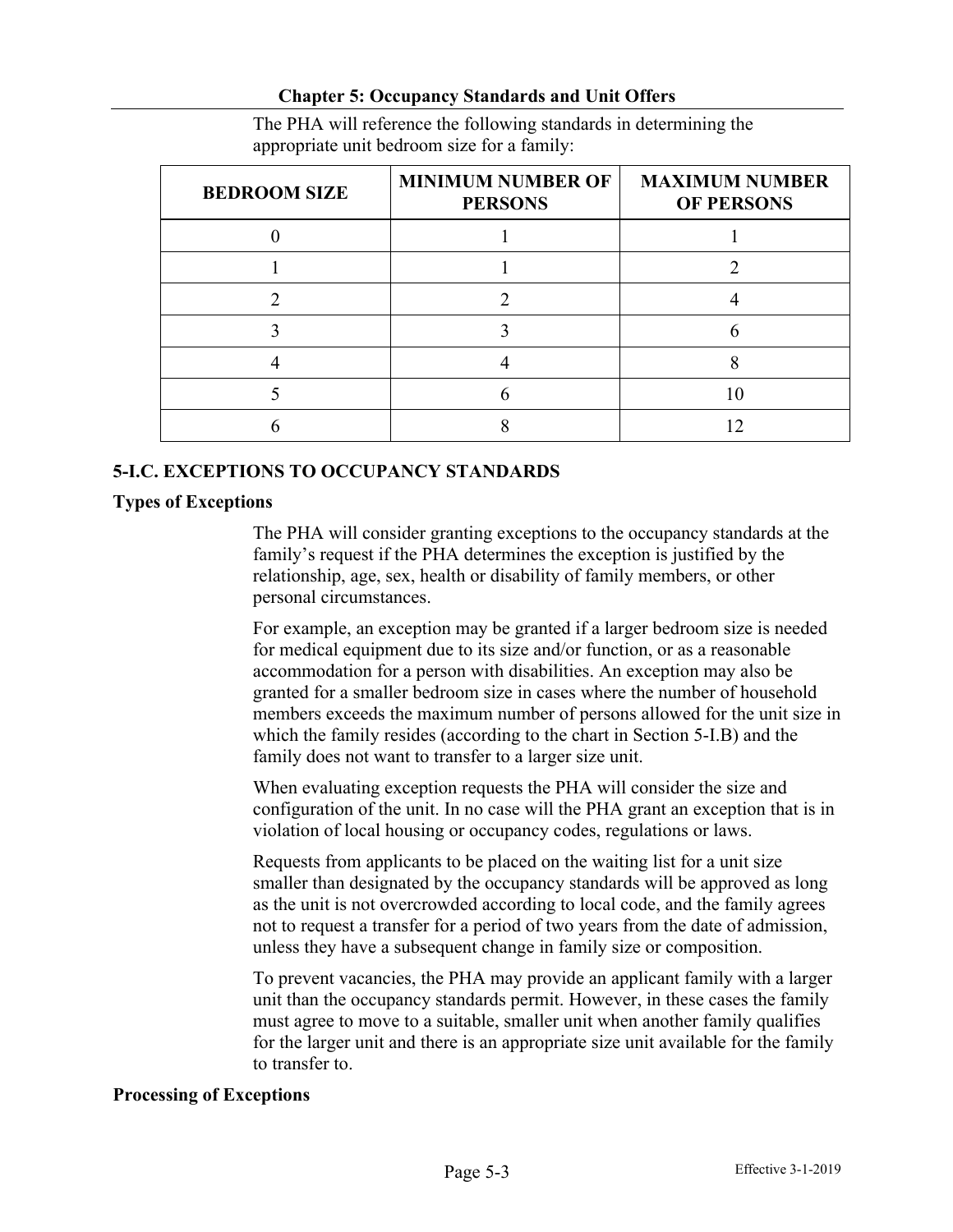The PHA will reference the following standards in determining the appropriate unit bedroom size for a family:

| BEDROOM SIZE | MINIMUM NUMBER OF PERSONS | MAXIMUM NUMBER OF PERSONS |
|---|---|---|
| 0 | 1 | 1 |
| 1 | 1 | 2 |
| 2 | 2 | 4 |
| 3 | 3 | 6 |
| 4 | 4 | 8 |
| 5 | 6 | 10 |
| 6 | 8 | 12 |

## 5-I.C. EXCEPTIONS TO OCCUPANCY STANDARDS

### Types of Exceptions

The PHA will consider granting exceptions to the occupancy standards at the family's request if the PHA determines the exception is justified by the relationship, age, sex, health or disability of family members, or other personal circumstances.

For example, an exception may be granted if a larger bedroom size is needed for medical equipment due to its size and/or function, or as a reasonable accommodation for a person with disabilities. An exception may also be granted for a smaller bedroom size in cases where the number of household members exceeds the maximum number of persons allowed for the unit size in which the family resides (according to the chart in Section 5-I.B) and the family does not want to transfer to a larger size unit.

When evaluating exception requests the PHA will consider the size and configuration of the unit. In no case will the PHA grant an exception that is in violation of local housing or occupancy codes, regulations or laws.

Requests from applicants to be placed on the waiting list for a unit size smaller than designated by the occupancy standards will be approved as long as the unit is not overcrowded according to local code, and the family agrees not to request a transfer for a period of two years from the date of admission, unless they have a subsequent change in family size or composition.

To prevent vacancies, the PHA may provide an applicant family with a larger unit than the occupancy standards permit. However, in these cases the family must agree to move to a suitable, smaller unit when another family qualifies for the larger unit and there is an appropriate size unit available for the family to transfer to.

### Processing of Exceptions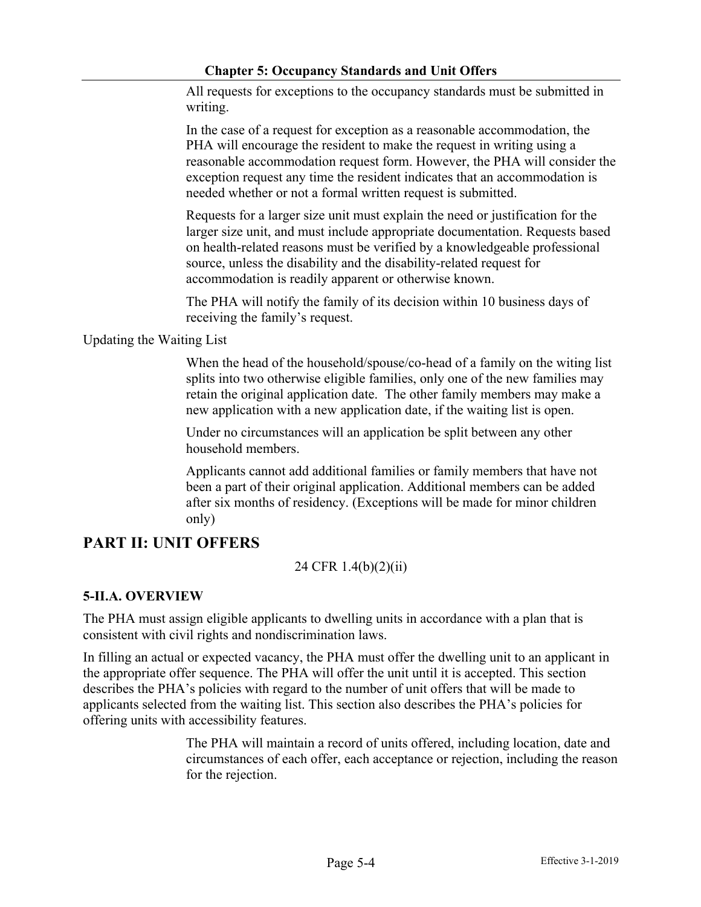All requests for exceptions to the occupancy standards must be submitted in writing.

In the case of a request for exception as a reasonable accommodation, the PHA will encourage the resident to make the request in writing using a reasonable accommodation request form. However, the PHA will consider the exception request any time the resident indicates that an accommodation is needed whether or not a formal written request is submitted.

Requests for a larger size unit must explain the need or justification for the larger size unit, and must include appropriate documentation. Requests based on health-related reasons must be verified by a knowledgeable professional source, unless the disability and the disability-related request for accommodation is readily apparent or otherwise known.

The PHA will notify the family of its decision within 10 business days of receiving the family's request.

Updating the Waiting List

When the head of the household/spouse/co-head of a family on the witing list splits into two otherwise eligible families, only one of the new families may retain the original application date. The other family members may make a new application with a new application date, if the waiting list is open.

Under no circumstances will an application be split between any other household members.

Applicants cannot add additional families or family members that have not been a part of their original application. Additional members can be added after six months of residency. (Exceptions will be made for minor children only)

## PART II: UNIT OFFERS

24 CFR 1.4(b)(2)(ii)

### 5-II.A. OVERVIEW

The PHA must assign eligible applicants to dwelling units in accordance with a plan that is consistent with civil rights and nondiscrimination laws.

In filling an actual or expected vacancy, the PHA must offer the dwelling unit to an applicant in the appropriate offer sequence. The PHA will offer the unit until it is accepted. This section describes the PHA's policies with regard to the number of unit offers that will be made to applicants selected from the waiting list. This section also describes the PHA's policies for offering units with accessibility features.

The PHA will maintain a record of units offered, including location, date and circumstances of each offer, each acceptance or rejection, including the reason for the rejection.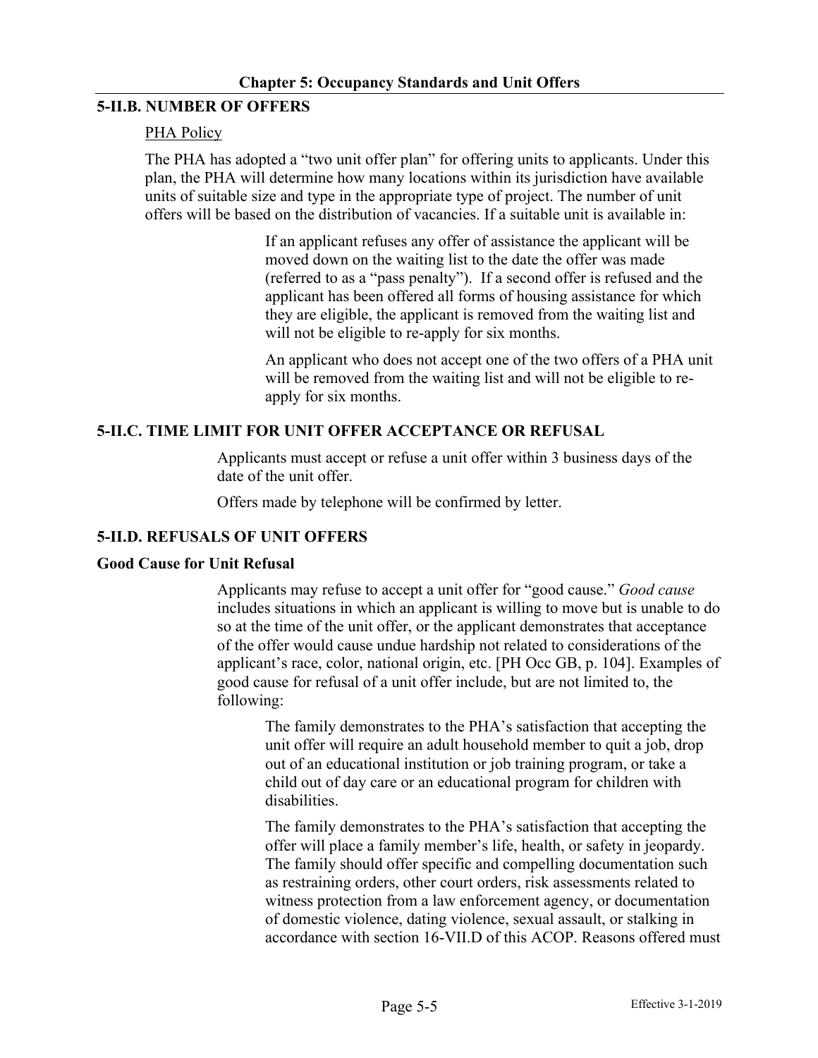## 5-II.B. NUMBER OF OFFERS

PHA Policy

The PHA has adopted a "two unit offer plan" for offering units to applicants. Under this plan, the PHA will determine how many locations within its jurisdiction have available units of suitable size and type in the appropriate type of project. The number of unit offers will be based on the distribution of vacancies. If a suitable unit is available in:

If an applicant refuses any offer of assistance the applicant will be moved down on the waiting list to the date the offer was made (referred to as a "pass penalty"). If a second offer is refused and the applicant has been offered all forms of housing assistance for which they are eligible, the applicant is removed from the waiting list and will not be eligible to re-apply for six months.

An applicant who does not accept one of the two offers of a PHA unit will be removed from the waiting list and will not be eligible to re-apply for six months.

## 5-II.C. TIME LIMIT FOR UNIT OFFER ACCEPTANCE OR REFUSAL

Applicants must accept or refuse a unit offer within 3 business days of the date of the unit offer.

Offers made by telephone will be confirmed by letter.

## 5-II.D. REFUSALS OF UNIT OFFERS

### Good Cause for Unit Refusal

Applicants may refuse to accept a unit offer for "good cause." *Good cause* includes situations in which an applicant is willing to move but is unable to do so at the time of the unit offer, or the applicant demonstrates that acceptance of the offer would cause undue hardship not related to considerations of the applicant's race, color, national origin, etc. [PH Occ GB, p. 104]. Examples of good cause for refusal of a unit offer include, but are not limited to, the following:

The family demonstrates to the PHA's satisfaction that accepting the unit offer will require an adult household member to quit a job, drop out of an educational institution or job training program, or take a child out of day care or an educational program for children with disabilities.

The family demonstrates to the PHA's satisfaction that accepting the offer will place a family member's life, health, or safety in jeopardy. The family should offer specific and compelling documentation such as restraining orders, other court orders, risk assessments related to witness protection from a law enforcement agency, or documentation of domestic violence, dating violence, sexual assault, or stalking in accordance with section 16-VII.D of this ACOP. Reasons offered must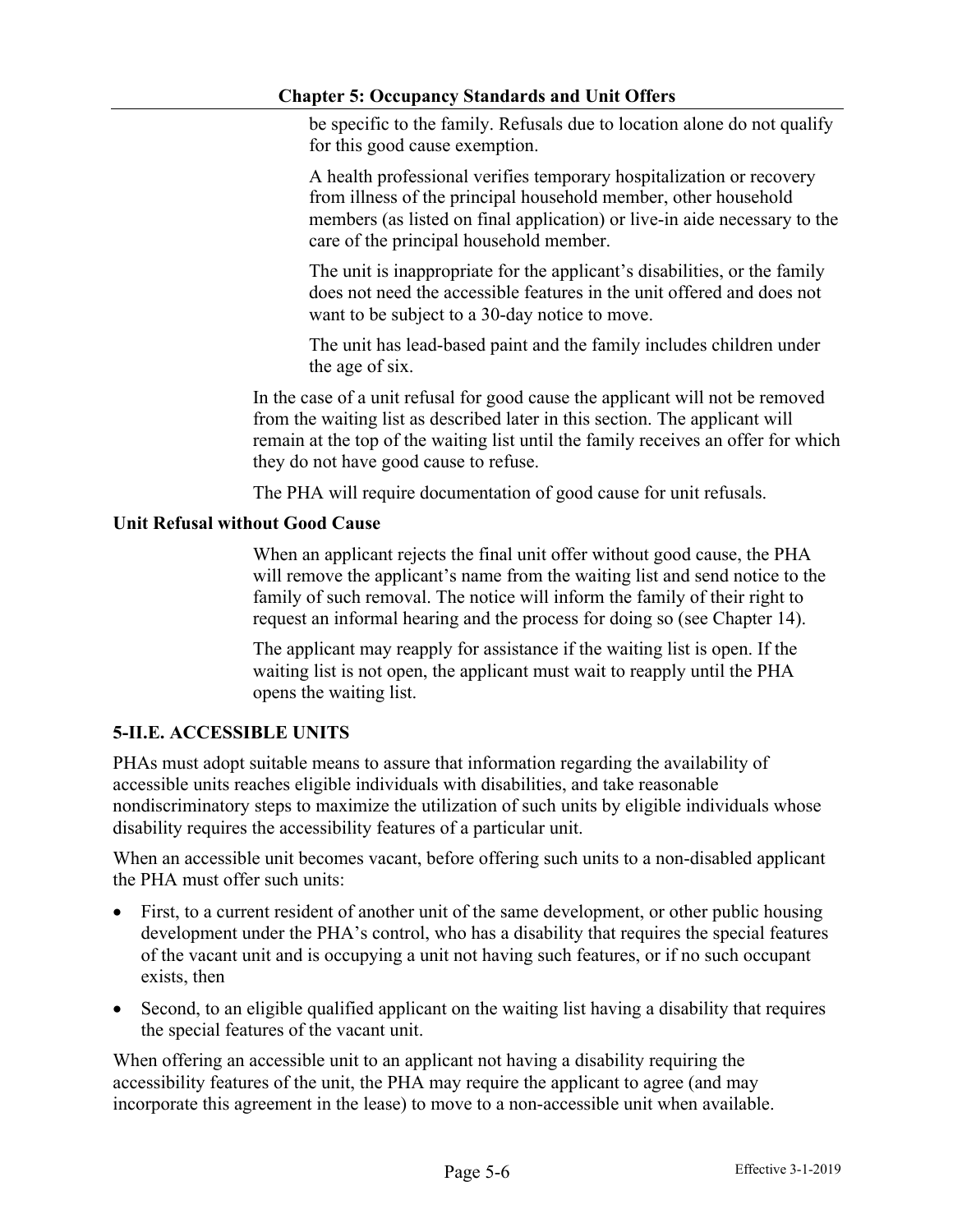be specific to the family. Refusals due to location alone do not qualify for this good cause exemption.

A health professional verifies temporary hospitalization or recovery from illness of the principal household member, other household members (as listed on final application) or live-in aide necessary to the care of the principal household member.

The unit is inappropriate for the applicant's disabilities, or the family does not need the accessible features in the unit offered and does not want to be subject to a 30-day notice to move.

The unit has lead-based paint and the family includes children under the age of six.

In the case of a unit refusal for good cause the applicant will not be removed from the waiting list as described later in this section. The applicant will remain at the top of the waiting list until the family receives an offer for which they do not have good cause to refuse.

The PHA will require documentation of good cause for unit refusals.

**Unit Refusal without Good Cause**

When an applicant rejects the final unit offer without good cause, the PHA will remove the applicant's name from the waiting list and send notice to the family of such removal. The notice will inform the family of their right to request an informal hearing and the process for doing so (see Chapter 14).

The applicant may reapply for assistance if the waiting list is open. If the waiting list is not open, the applicant must wait to reapply until the PHA opens the waiting list.

### 5-II.E. ACCESSIBLE UNITS

PHAs must adopt suitable means to assure that information regarding the availability of accessible units reaches eligible individuals with disabilities, and take reasonable nondiscriminatory steps to maximize the utilization of such units by eligible individuals whose disability requires the accessibility features of a particular unit.

When an accessible unit becomes vacant, before offering such units to a non-disabled applicant the PHA must offer such units:

- First, to a current resident of another unit of the same development, or other public housing development under the PHA's control, who has a disability that requires the special features of the vacant unit and is occupying a unit not having such features, or if no such occupant exists, then
- Second, to an eligible qualified applicant on the waiting list having a disability that requires the special features of the vacant unit.

When offering an accessible unit to an applicant not having a disability requiring the accessibility features of the unit, the PHA may require the applicant to agree (and may incorporate this agreement in the lease) to move to a non-accessible unit when available.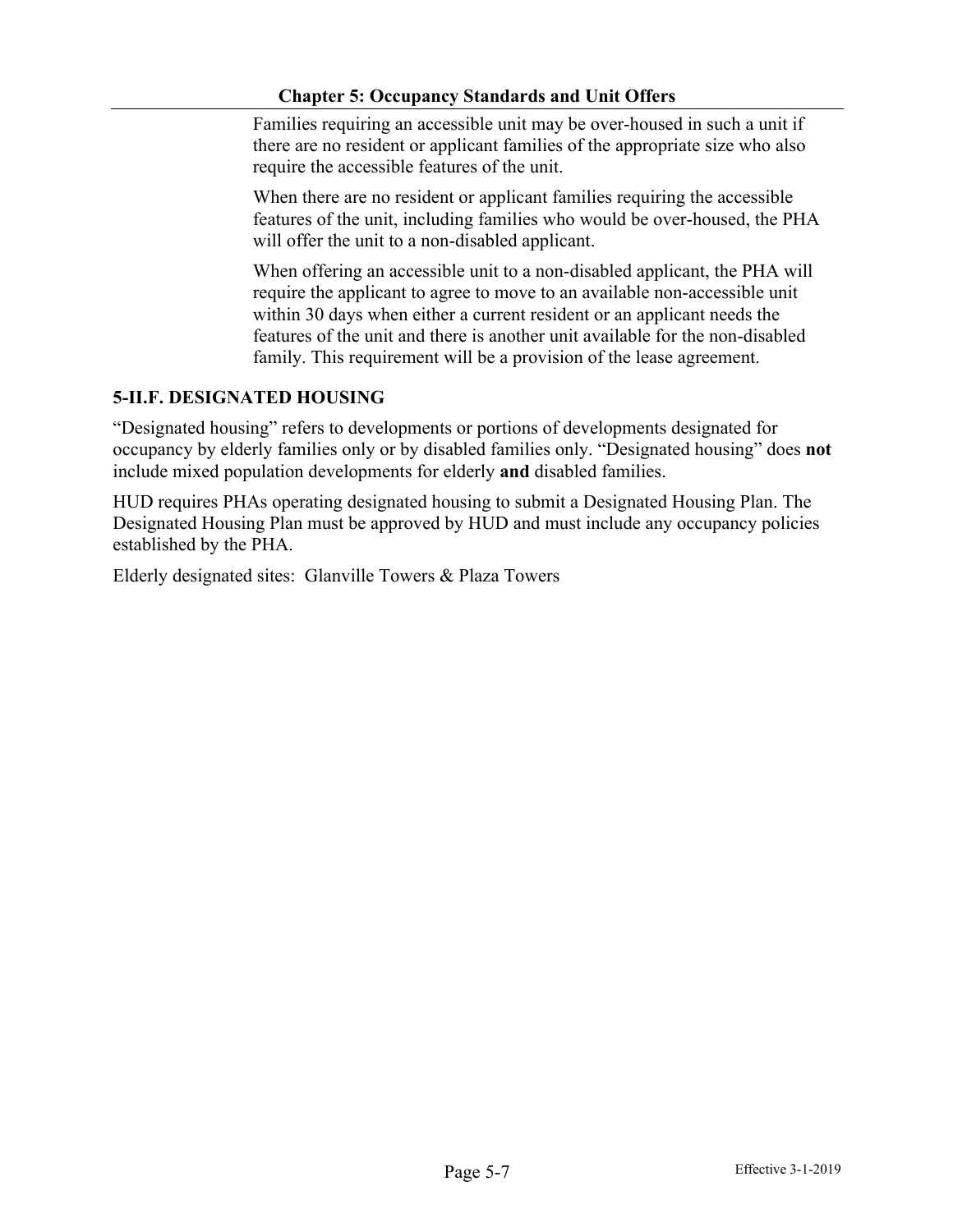Families requiring an accessible unit may be over-housed in such a unit if there are no resident or applicant families of the appropriate size who also require the accessible features of the unit.

When there are no resident or applicant families requiring the accessible features of the unit, including families who would be over-housed, the PHA will offer the unit to a non-disabled applicant.

When offering an accessible unit to a non-disabled applicant, the PHA will require the applicant to agree to move to an available non-accessible unit within 30 days when either a current resident or an applicant needs the features of the unit and there is another unit available for the non-disabled family. This requirement will be a provision of the lease agreement.

## 5-II.F. DESIGNATED HOUSING

"Designated housing" refers to developments or portions of developments designated for occupancy by elderly families only or by disabled families only. "Designated housing" does **not** include mixed population developments for elderly **and** disabled families.

HUD requires PHAs operating designated housing to submit a Designated Housing Plan. The Designated Housing Plan must be approved by HUD and must include any occupancy policies established by the PHA.

Elderly designated sites: Glanville Towers & Plaza Towers